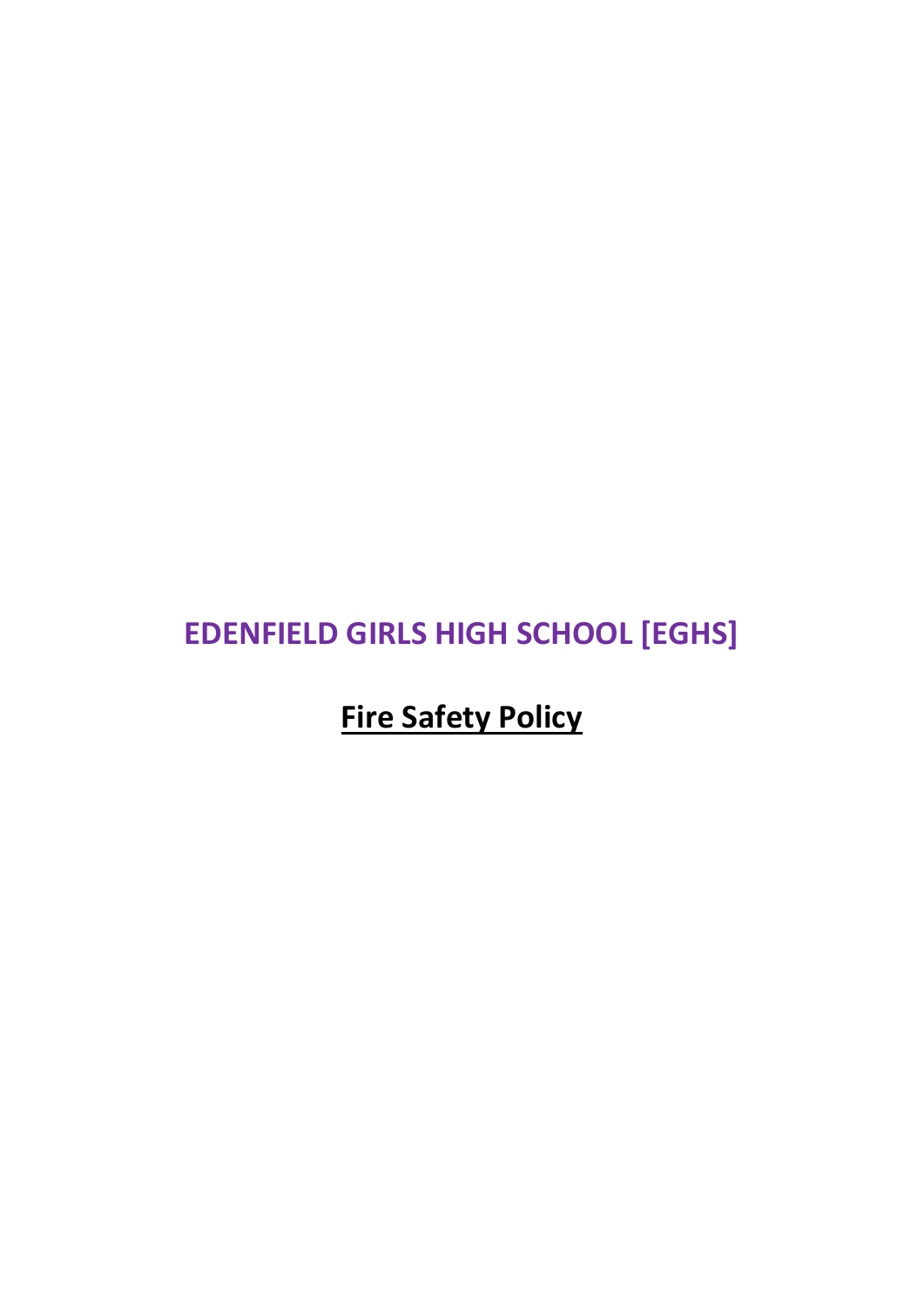# EDENFIELD GIRLS HIGH SCHOOL [EGHS]

## Fire Safety Policy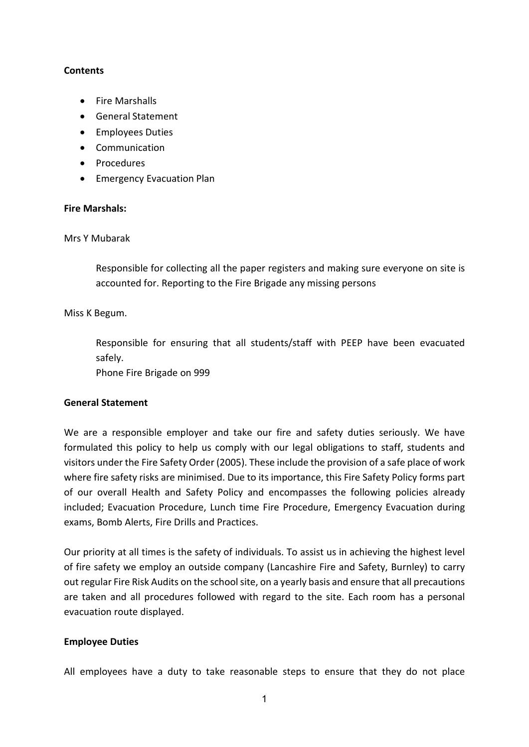**Contents**

- Fire Marshalls
- General Statement
- Employees Duties
- Communication
- Procedures
- Emergency Evacuation Plan

**Fire Marshals:**

Mrs Y Mubarak

> Responsible for collecting all the paper registers and making sure everyone on site is accounted for. Reporting to the Fire Brigade any missing persons

Miss K Begum.

> Responsible for ensuring that all students/staff with PEEP have been evacuated safely.
> Phone Fire Brigade on 999

**General Statement**

We are a responsible employer and take our fire and safety duties seriously. We have formulated this policy to help us comply with our legal obligations to staff, students and visitors under the Fire Safety Order (2005). These include the provision of a safe place of work where fire safety risks are minimised. Due to its importance, this Fire Safety Policy forms part of our overall Health and Safety Policy and encompasses the following policies already included; Evacuation Procedure, Lunch time Fire Procedure, Emergency Evacuation during exams, Bomb Alerts, Fire Drills and Practices.

Our priority at all times is the safety of individuals. To assist us in achieving the highest level of fire safety we employ an outside company (Lancashire Fire and Safety, Burnley) to carry out regular Fire Risk Audits on the school site, on a yearly basis and ensure that all precautions are taken and all procedures followed with regard to the site. Each room has a personal evacuation route displayed.

**Employee Duties**

All employees have a duty to take reasonable steps to ensure that they do not place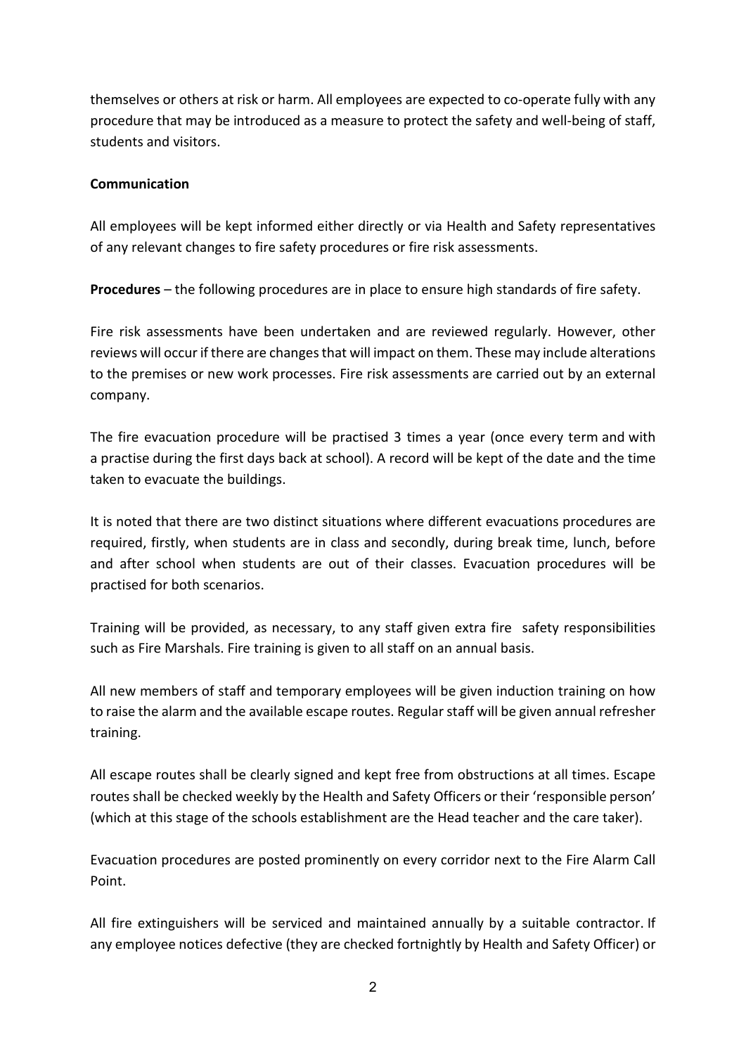themselves or others at risk or harm. All employees are expected to co-operate fully with any procedure that may be introduced as a measure to protect the safety and well-being of staff, students and visitors.

**Communication**

All employees will be kept informed either directly or via Health and Safety representatives of any relevant changes to fire safety procedures or fire risk assessments.

**Procedures** – the following procedures are in place to ensure high standards of fire safety.

Fire risk assessments have been undertaken and are reviewed regularly. However, other reviews will occur if there are changes that will impact on them. These may include alterations to the premises or new work processes. Fire risk assessments are carried out by an external company.

The fire evacuation procedure will be practised 3 times a year (once every term and with a practise during the first days back at school). A record will be kept of the date and the time taken to evacuate the buildings.

It is noted that there are two distinct situations where different evacuations procedures are required, firstly, when students are in class and secondly, during break time, lunch, before and after school when students are out of their classes. Evacuation procedures will be practised for both scenarios.

Training will be provided, as necessary, to any staff given extra fire safety responsibilities such as Fire Marshals. Fire training is given to all staff on an annual basis.

All new members of staff and temporary employees will be given induction training on how to raise the alarm and the available escape routes. Regular staff will be given annual refresher training.

All escape routes shall be clearly signed and kept free from obstructions at all times. Escape routes shall be checked weekly by the Health and Safety Officers or their 'responsible person' (which at this stage of the schools establishment are the Head teacher and the care taker).

Evacuation procedures are posted prominently on every corridor next to the Fire Alarm Call Point.

All fire extinguishers will be serviced and maintained annually by a suitable contractor. If any employee notices defective (they are checked fortnightly by Health and Safety Officer) or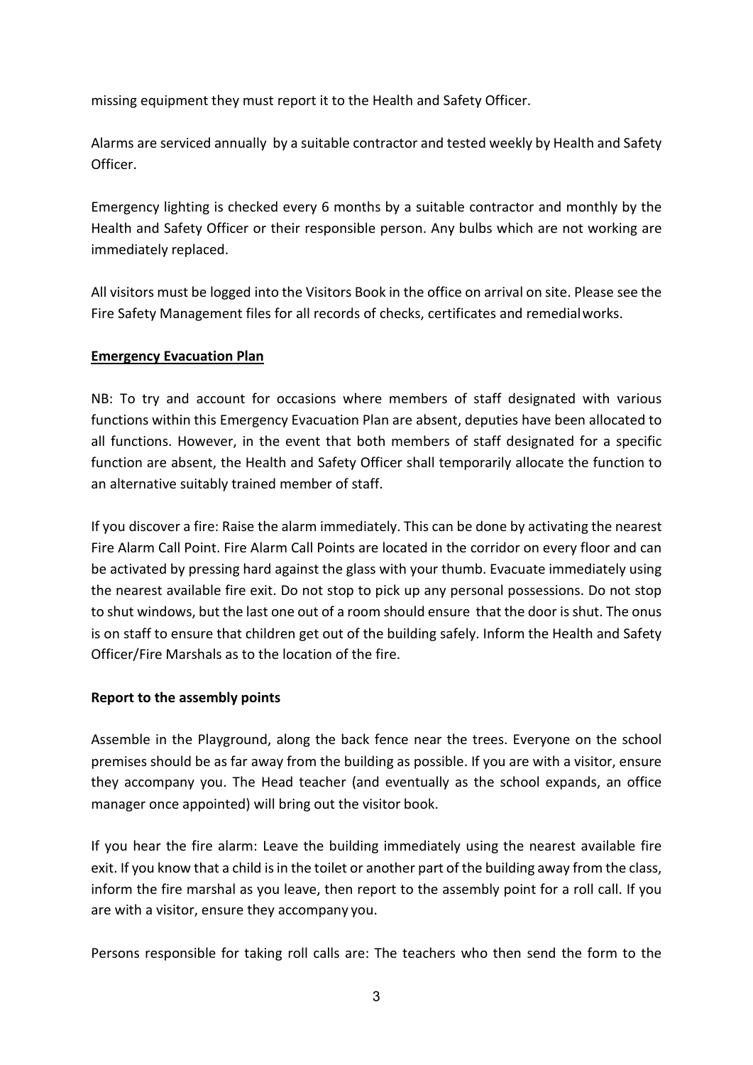missing equipment they must report it to the Health and Safety Officer.

Alarms are serviced annually by a suitable contractor and tested weekly by Health and Safety Officer.

Emergency lighting is checked every 6 months by a suitable contractor and monthly by the Health and Safety Officer or their responsible person. Any bulbs which are not working are immediately replaced.

All visitors must be logged into the Visitors Book in the office on arrival on site. Please see the Fire Safety Management files for all records of checks, certificates and remedial works.

**Emergency Evacuation Plan**

NB: To try and account for occasions where members of staff designated with various functions within this Emergency Evacuation Plan are absent, deputies have been allocated to all functions. However, in the event that both members of staff designated for a specific function are absent, the Health and Safety Officer shall temporarily allocate the function to an alternative suitably trained member of staff.

If you discover a fire: Raise the alarm immediately. This can be done by activating the nearest Fire Alarm Call Point. Fire Alarm Call Points are located in the corridor on every floor and can be activated by pressing hard against the glass with your thumb. Evacuate immediately using the nearest available fire exit. Do not stop to pick up any personal possessions. Do not stop to shut windows, but the last one out of a room should ensure that the door is shut. The onus is on staff to ensure that children get out of the building safely. Inform the Health and Safety Officer/Fire Marshals as to the location of the fire.

**Report to the assembly points**

Assemble in the Playground, along the back fence near the trees. Everyone on the school premises should be as far away from the building as possible. If you are with a visitor, ensure they accompany you. The Head teacher (and eventually as the school expands, an office manager once appointed) will bring out the visitor book.

If you hear the fire alarm: Leave the building immediately using the nearest available fire exit. If you know that a child is in the toilet or another part of the building away from the class, inform the fire marshal as you leave, then report to the assembly point for a roll call. If you are with a visitor, ensure they accompany you.

Persons responsible for taking roll calls are: The teachers who then send the form to the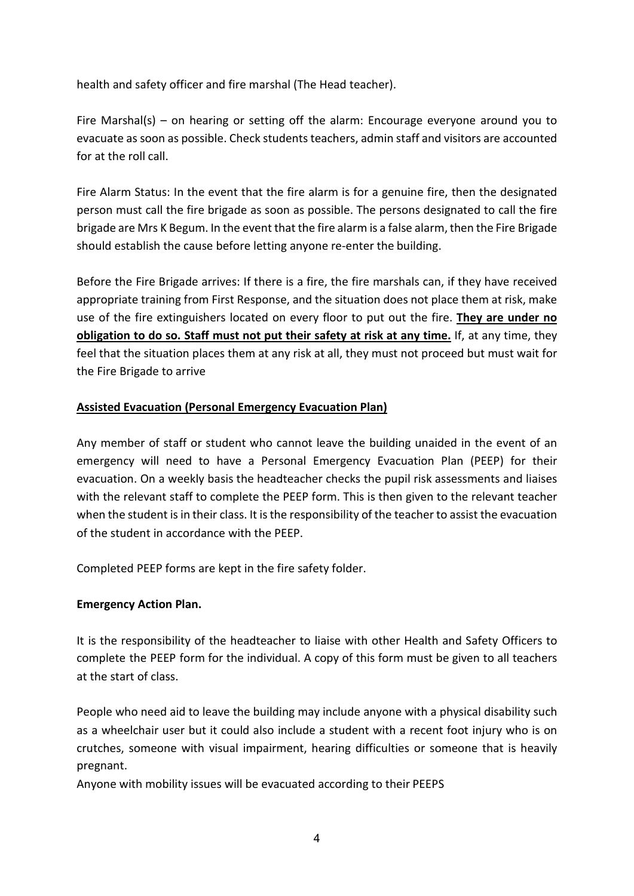health and safety officer and fire marshal (The Head teacher).

Fire Marshal(s) – on hearing or setting off the alarm: Encourage everyone around you to evacuate as soon as possible. Check students teachers, admin staff and visitors are accounted for at the roll call.

Fire Alarm Status: In the event that the fire alarm is for a genuine fire, then the designated person must call the fire brigade as soon as possible. The persons designated to call the fire brigade are Mrs K Begum. In the event that the fire alarm is a false alarm, then the Fire Brigade should establish the cause before letting anyone re-enter the building.

Before the Fire Brigade arrives: If there is a fire, the fire marshals can, if they have received appropriate training from First Response, and the situation does not place them at risk, make use of the fire extinguishers located on every floor to put out the fire. **<u>They are under no obligation to do so. Staff must not put their safety at risk at any time.</u>** If, at any time, they feel that the situation places them at any risk at all, they must not proceed but must wait for the Fire Brigade to arrive

**<u>Assisted Evacuation (Personal Emergency Evacuation Plan)</u>**

Any member of staff or student who cannot leave the building unaided in the event of an emergency will need to have a Personal Emergency Evacuation Plan (PEEP) for their evacuation. On a weekly basis the headteacher checks the pupil risk assessments and liaises with the relevant staff to complete the PEEP form. This is then given to the relevant teacher when the student is in their class. It is the responsibility of the teacher to assist the evacuation of the student in accordance with the PEEP.

Completed PEEP forms are kept in the fire safety folder.

**Emergency Action Plan.**

It is the responsibility of the headteacher to liaise with other Health and Safety Officers to complete the PEEP form for the individual. A copy of this form must be given to all teachers at the start of class.

People who need aid to leave the building may include anyone with a physical disability such as a wheelchair user but it could also include a student with a recent foot injury who is on crutches, someone with visual impairment, hearing difficulties or someone that is heavily pregnant.
Anyone with mobility issues will be evacuated according to their PEEPS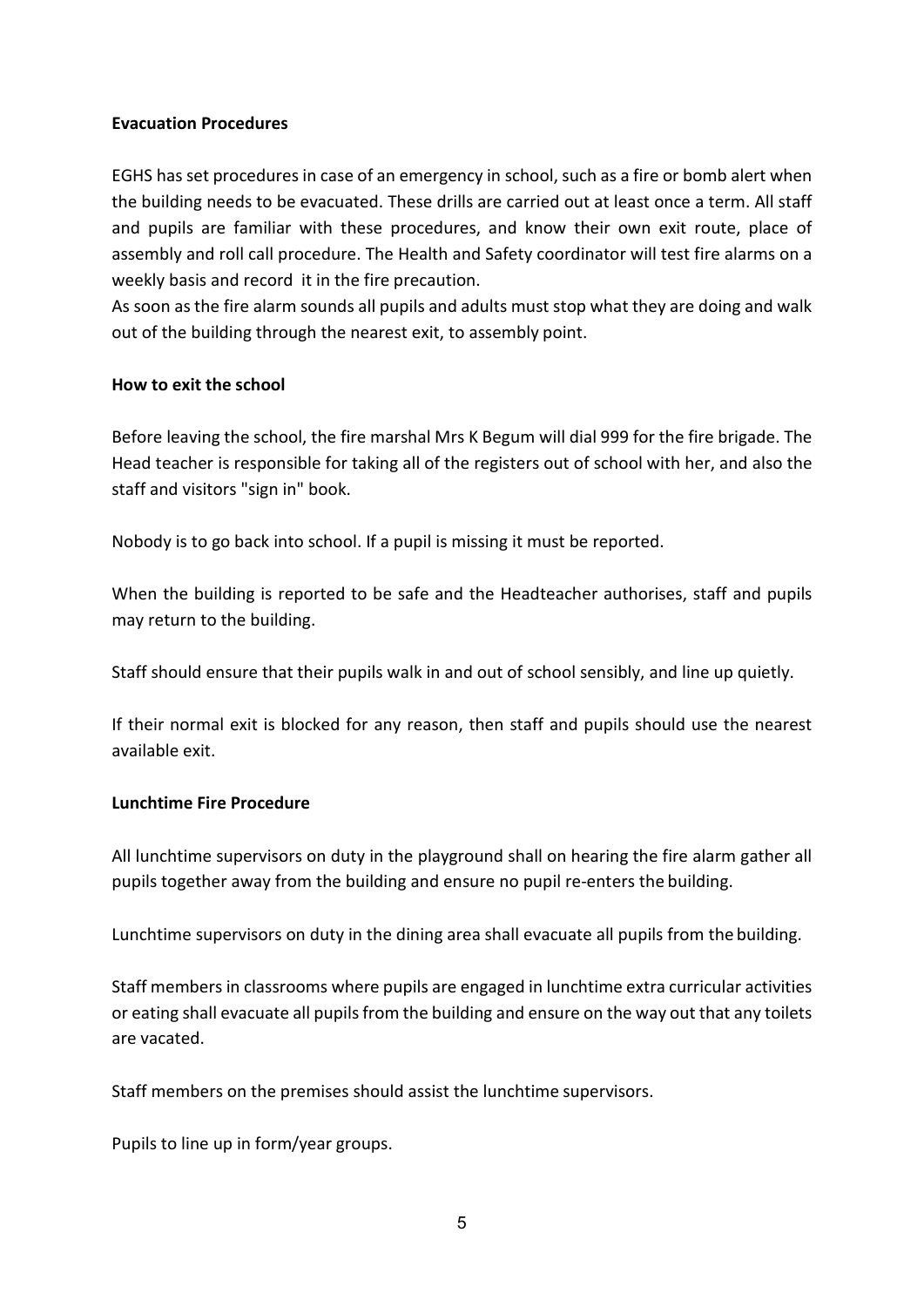**Evacuation Procedures**

EGHS has set procedures in case of an emergency in school, such as a fire or bomb alert when the building needs to be evacuated. These drills are carried out at least once a term. All staff and pupils are familiar with these procedures, and know their own exit route, place of assembly and roll call procedure. The Health and Safety coordinator will test fire alarms on a weekly basis and record it in the fire precaution.

As soon as the fire alarm sounds all pupils and adults must stop what they are doing and walk out of the building through the nearest exit, to assembly point.

**How to exit the school**

Before leaving the school, the fire marshal Mrs K Begum will dial 999 for the fire brigade. The Head teacher is responsible for taking all of the registers out of school with her, and also the staff and visitors "sign in" book.

Nobody is to go back into school. If a pupil is missing it must be reported.

When the building is reported to be safe and the Headteacher authorises, staff and pupils may return to the building.

Staff should ensure that their pupils walk in and out of school sensibly, and line up quietly.

If their normal exit is blocked for any reason, then staff and pupils should use the nearest available exit.

**Lunchtime Fire Procedure**

All lunchtime supervisors on duty in the playground shall on hearing the fire alarm gather all pupils together away from the building and ensure no pupil re-enters the building.

Lunchtime supervisors on duty in the dining area shall evacuate all pupils from the building.

Staff members in classrooms where pupils are engaged in lunchtime extra curricular activities or eating shall evacuate all pupils from the building and ensure on the way out that any toilets are vacated.

Staff members on the premises should assist the lunchtime supervisors.

Pupils to line up in form/year groups.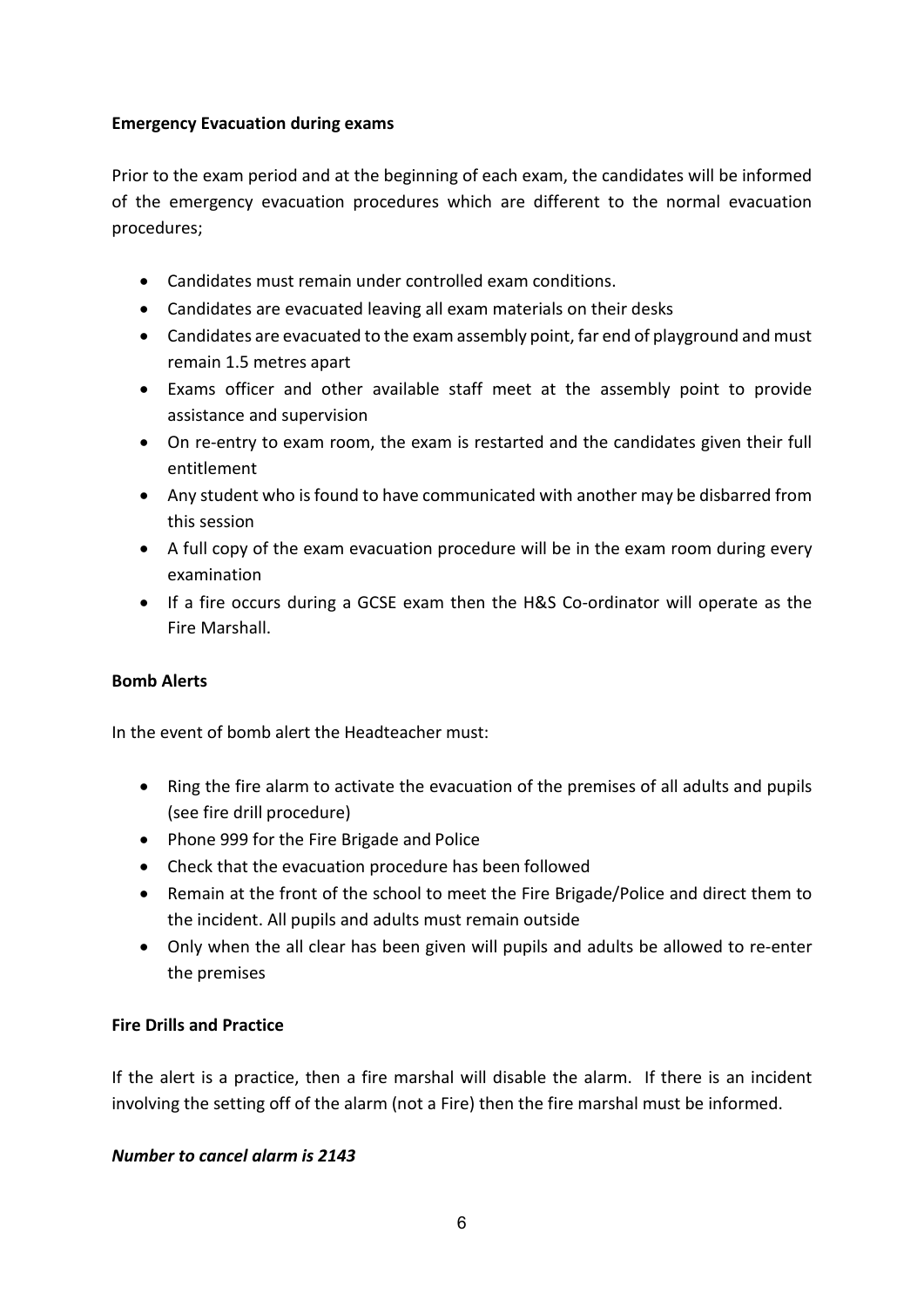**Emergency Evacuation during exams**

Prior to the exam period and at the beginning of each exam, the candidates will be informed of the emergency evacuation procedures which are different to the normal evacuation procedures;

- Candidates must remain under controlled exam conditions.
- Candidates are evacuated leaving all exam materials on their desks
- Candidates are evacuated to the exam assembly point, far end of playground and must remain 1.5 metres apart
- Exams officer and other available staff meet at the assembly point to provide assistance and supervision
- On re-entry to exam room, the exam is restarted and the candidates given their full entitlement
- Any student who is found to have communicated with another may be disbarred from this session
- A full copy of the exam evacuation procedure will be in the exam room during every examination
- If a fire occurs during a GCSE exam then the H&S Co-ordinator will operate as the Fire Marshall.

**Bomb Alerts**

In the event of bomb alert the Headteacher must:

- Ring the fire alarm to activate the evacuation of the premises of all adults and pupils (see fire drill procedure)
- Phone 999 for the Fire Brigade and Police
- Check that the evacuation procedure has been followed
- Remain at the front of the school to meet the Fire Brigade/Police and direct them to the incident. All pupils and adults must remain outside
- Only when the all clear has been given will pupils and adults be allowed to re-enter the premises

**Fire Drills and Practice**

If the alert is a practice, then a fire marshal will disable the alarm. If there is an incident involving the setting off of the alarm (not a Fire) then the fire marshal must be informed.

***Number to cancel alarm is 2143***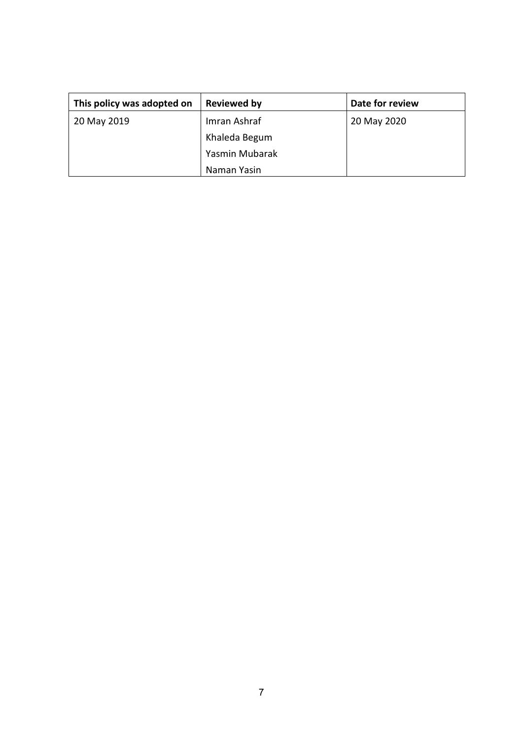| This policy was adopted on | Reviewed by | Date for review |
|---|---|---|
| 20 May 2019 | Imran Ashraf | 20 May 2020 |
| | Khaleda Begum | |
| | Yasmin Mubarak | |
| | Naman Yasin | |